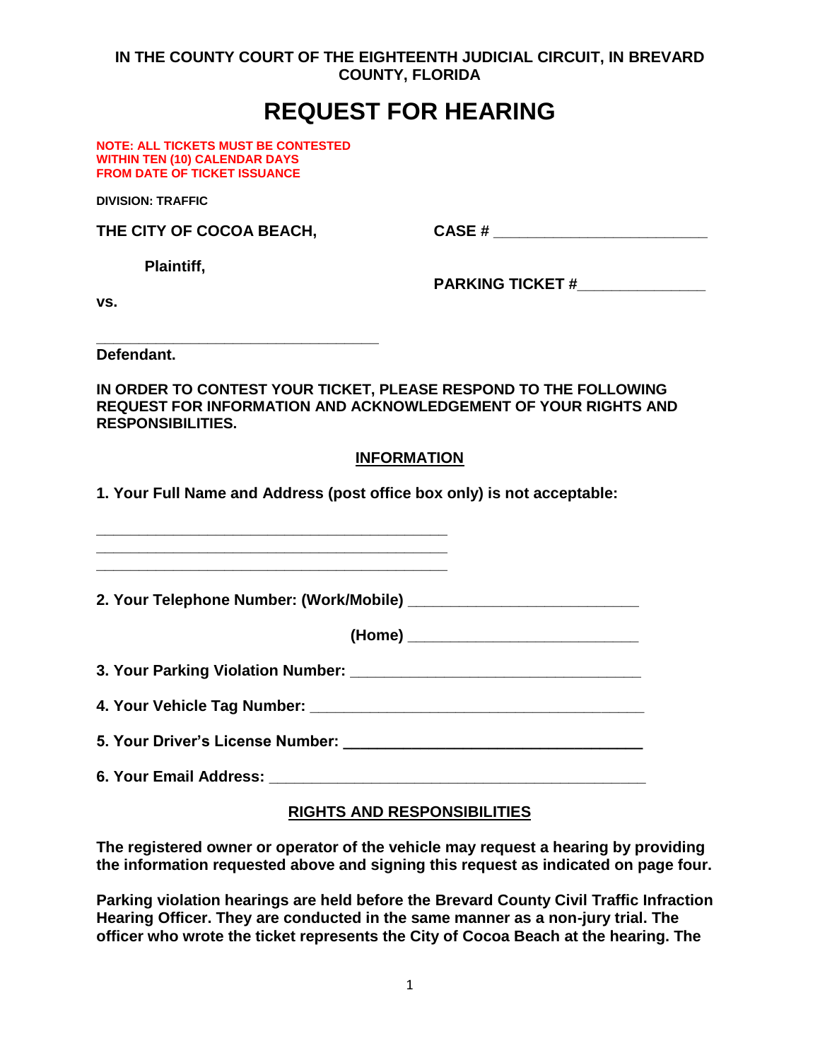**IN THE COUNTY COURT OF THE EIGHTEENTH JUDICIAL CIRCUIT, IN BREVARD COUNTY, FLORIDA**

# REQUEST FOR HEARING

**NOTE: ALL TICKETS MUST BE CONTESTED WITHIN TEN (10) CALENDAR DAYS FROM DATE OF TICKET ISSUANCE**

**DIVISION: TRAFFIC**

**THE CITY OF COCOA BEACH,** **CASE # \_\_\_\_\_\_\_\_\_\_\_\_\_\_\_\_\_\_\_\_\_\_\_\_\_\_**

**Plaintiff,**

**PARKING TICKET #\_\_\_\_\_\_\_\_\_\_\_\_\_\_\_\_**

**vs.**

\_\_\_\_\_\_\_\_\_\_\_\_\_\_\_\_\_\_\_\_\_\_\_\_\_\_\_\_\_\_\_\_\_\_\_\_

**Defendant.**

**IN ORDER TO CONTEST YOUR TICKET, PLEASE RESPOND TO THE FOLLOWING REQUEST FOR INFORMATION AND ACKNOWLEDGEMENT OF YOUR RIGHTS AND RESPONSIBILITIES.**

## INFORMATION

**1. Your Full Name and Address (post office box only) is not acceptable:**

\_\_\_\_\_\_\_\_\_\_\_\_\_\_\_\_\_\_\_\_\_\_\_\_\_\_\_\_\_\_\_\_\_\_\_\_\_\_\_\_\_\_\_\_
\_\_\_\_\_\_\_\_\_\_\_\_\_\_\_\_\_\_\_\_\_\_\_\_\_\_\_\_\_\_\_\_\_\_\_\_\_\_\_\_\_\_\_\_
\_\_\_\_\_\_\_\_\_\_\_\_\_\_\_\_\_\_\_\_\_\_\_\_\_\_\_\_\_\_\_\_\_\_\_\_\_\_\_\_\_\_\_\_

**2. Your Telephone Number: (Work/Mobile) \_\_\_\_\_\_\_\_\_\_\_\_\_\_\_\_\_\_\_\_\_\_\_\_\_\_\_\_**

**(Home) \_\_\_\_\_\_\_\_\_\_\_\_\_\_\_\_\_\_\_\_\_\_\_\_\_\_\_\_**

**3. Your Parking Violation Number: \_\_\_\_\_\_\_\_\_\_\_\_\_\_\_\_\_\_\_\_\_\_\_\_\_\_\_\_\_\_\_\_\_\_\_\_**

**4. Your Vehicle Tag Number: \_\_\_\_\_\_\_\_\_\_\_\_\_\_\_\_\_\_\_\_\_\_\_\_\_\_\_\_\_\_\_\_\_\_\_\_\_\_\_\_\_**

**5. Your Driver's License Number: \_\_\_\_\_\_\_\_\_\_\_\_\_\_\_\_\_\_\_\_\_\_\_\_\_\_\_\_\_\_\_\_\_\_\_\_\_**

**6. Your Email Address: \_\_\_\_\_\_\_\_\_\_\_\_\_\_\_\_\_\_\_\_\_\_\_\_\_\_\_\_\_\_\_\_\_\_\_\_\_\_\_\_\_\_\_\_\_\_\_**

## RIGHTS AND RESPONSIBILITIES

**The registered owner or operator of the vehicle may request a hearing by providing the information requested above and signing this request as indicated on page four.**

**Parking violation hearings are held before the Brevard County Civil Traffic Infraction Hearing Officer. They are conducted in the same manner as a non-jury trial. The officer who wrote the ticket represents the City of Cocoa Beach at the hearing. The**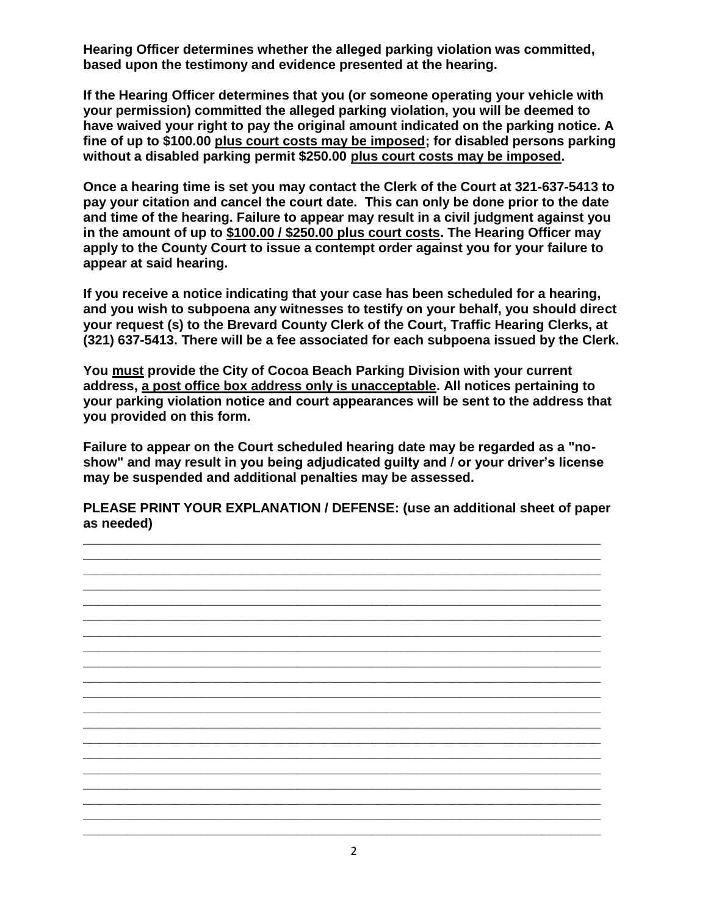**Hearing Officer determines whether the alleged parking violation was committed, based upon the testimony and evidence presented at the hearing.**

**If the Hearing Officer determines that you (or someone operating your vehicle with your permission) committed the alleged parking violation, you will be deemed to have waived your right to pay the original amount indicated on the parking notice. A fine of up to $100.00 <u>plus court costs may be imposed</u>; for disabled persons parking without a disabled parking permit $250.00 <u>plus court costs may be imposed</u>.**

**Once a hearing time is set you may contact the Clerk of the Court at 321-637-5413 to pay your citation and cancel the court date. This can only be done prior to the date and time of the hearing. Failure to appear may result in a civil judgment against you in the amount of up to <u>$100.00 / $250.00 plus court costs</u>. The Hearing Officer may apply to the County Court to issue a contempt order against you for your failure to appear at said hearing.**

**If you receive a notice indicating that your case has been scheduled for a hearing, and you wish to subpoena any witnesses to testify on your behalf, you should direct your request (s) to the Brevard County Clerk of the Court, Traffic Hearing Clerks, at (321) 637-5413. There will be a fee associated for each subpoena issued by the Clerk.**

**You <u>must</u> provide the City of Cocoa Beach Parking Division with your current address, <u>a post office box address only is unacceptable</u>. All notices pertaining to your parking violation notice and court appearances will be sent to the address that you provided on this form.**

**Failure to appear on the Court scheduled hearing date may be regarded as a "no-show" and may result in you being adjudicated guilty and / or your driver's license may be suspended and additional penalties may be assessed.**

**PLEASE PRINT YOUR EXPLANATION / DEFENSE: (use an additional sheet of paper as needed)**

_____________________________________________________________________________
_____________________________________________________________________________
_____________________________________________________________________________
_____________________________________________________________________________
_____________________________________________________________________________
_____________________________________________________________________________
_____________________________________________________________________________
_____________________________________________________________________________
_____________________________________________________________________________
_____________________________________________________________________________
_____________________________________________________________________________
_____________________________________________________________________________
_____________________________________________________________________________
_____________________________________________________________________________
_____________________________________________________________________________
_____________________________________________________________________________
_____________________________________________________________________________
_____________________________________________________________________________
_____________________________________________________________________________
_____________________________________________________________________________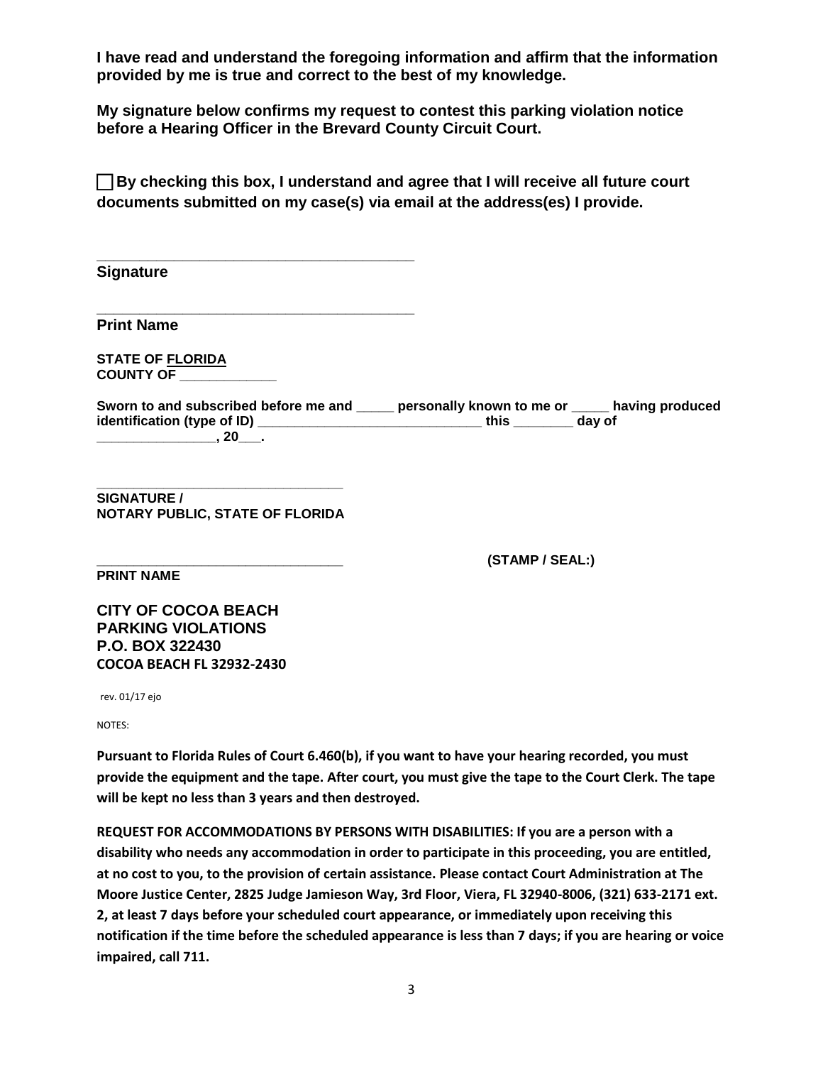**I have read and understand the foregoing information and affirm that the information provided by me is true and correct to the best of my knowledge.**

**My signature below confirms my request to contest this parking violation notice before a Hearing Officer in the Brevard County Circuit Court.**

☐ **By checking this box, I understand and agree that I will receive all future court documents submitted on my case(s) via email at the address(es) I provide.**

\_\_\_\_\_\_\_\_\_\_\_\_\_\_\_\_\_\_\_\_\_\_\_\_\_\_\_\_\_\_\_\_\_\_\_\_\_\_\_\_
**Signature**

\_\_\_\_\_\_\_\_\_\_\_\_\_\_\_\_\_\_\_\_\_\_\_\_\_\_\_\_\_\_\_\_\_\_\_\_\_\_\_\_
**Print Name**

**STATE OF FLORIDA**
**COUNTY OF \_\_\_\_\_\_\_\_\_\_\_\_\_**

**Sworn to and subscribed before me and \_\_\_\_\_ personally known to me or \_\_\_\_\_ having produced identification (type of ID) \_\_\_\_\_\_\_\_\_\_\_\_\_\_\_\_\_\_\_\_\_\_\_\_\_\_\_\_\_\_ this \_\_\_\_\_\_\_\_ day of \_\_\_\_\_\_\_\_\_\_\_\_\_\_\_\_, 20\_\_\_.**

\_\_\_\_\_\_\_\_\_\_\_\_\_\_\_\_\_\_\_\_\_\_\_\_\_\_\_\_\_\_\_\_\_\_
**SIGNATURE /**
**NOTARY PUBLIC, STATE OF FLORIDA**

\_\_\_\_\_\_\_\_\_\_\_\_\_\_\_\_\_\_\_\_\_\_\_\_\_\_\_\_\_\_\_\_\_\_ **(STAMP / SEAL:)**
**PRINT NAME**

**CITY OF COCOA BEACH**
**PARKING VIOLATIONS**
**P.O. BOX 322430**
**COCOA BEACH FL 32932-2430**

rev. 01/17 ejo

NOTES:

**Pursuant to Florida Rules of Court 6.460(b), if you want to have your hearing recorded, you must provide the equipment and the tape. After court, you must give the tape to the Court Clerk. The tape will be kept no less than 3 years and then destroyed.**

**REQUEST FOR ACCOMMODATIONS BY PERSONS WITH DISABILITIES: If you are a person with a disability who needs any accommodation in order to participate in this proceeding, you are entitled, at no cost to you, to the provision of certain assistance. Please contact Court Administration at The Moore Justice Center, 2825 Judge Jamieson Way, 3rd Floor, Viera, FL 32940-8006, (321) 633-2171 ext. 2, at least 7 days before your scheduled court appearance, or immediately upon receiving this notification if the time before the scheduled appearance is less than 7 days; if you are hearing or voice impaired, call 711.**